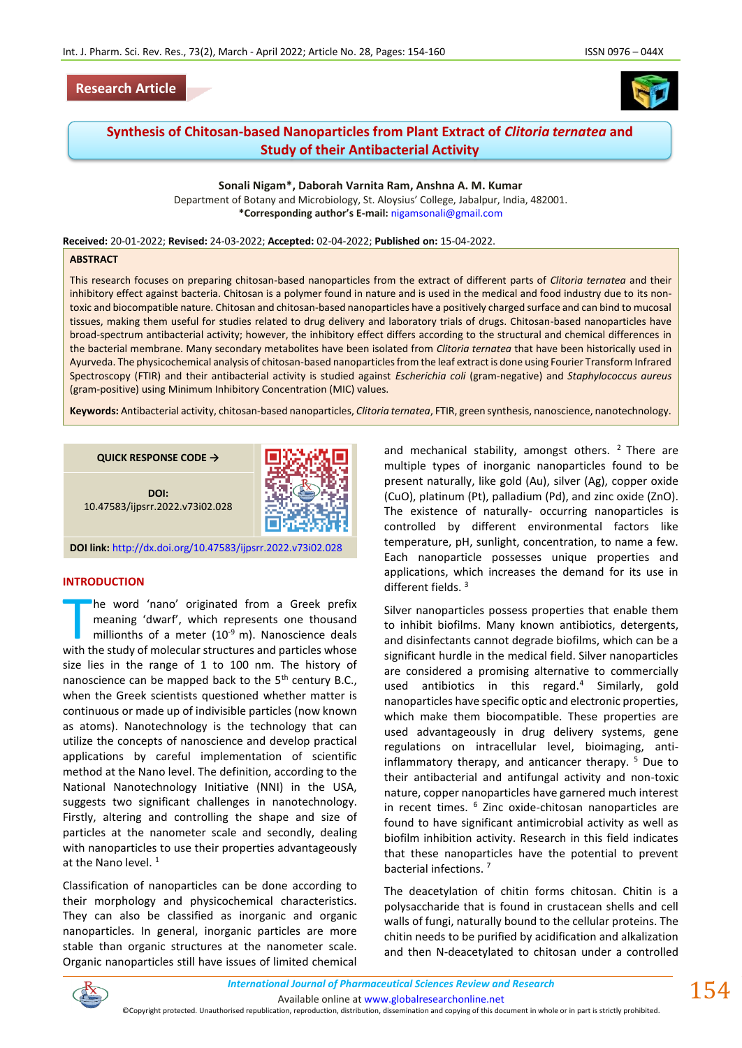Research Article

# Synthesis of Chitosan-based Nanoparticles from Plant Extract of *Clitoria ternatea* and Study of their Antibacterial Activity

**Sonali Nigam*, Daborah Varnita Ram, Anshna A. M. Kumar**

Department of Botany and Microbiology, St. Aloysius' College, Jabalpur, India, 482001.

***Corresponding author's E-mail:** nigamsonali@gmail.com

**Received:** 20-01-2022; **Revised:** 24-03-2022; **Accepted:** 02-04-2022; **Published on:** 15-04-2022.

## ABSTRACT

This research focuses on preparing chitosan-based nanoparticles from the extract of different parts of *Clitoria ternatea* and their inhibitory effect against bacteria. Chitosan is a polymer found in nature and is used in the medical and food industry due to its non-toxic and biocompatible nature. Chitosan and chitosan-based nanoparticles have a positively charged surface and can bind to mucosal tissues, making them useful for studies related to drug delivery and laboratory trials of drugs. Chitosan-based nanoparticles have broad-spectrum antibacterial activity; however, the inhibitory effect differs according to the structural and chemical differences in the bacterial membrane. Many secondary metabolites have been isolated from *Clitoria ternatea* that have been historically used in Ayurveda. The physicochemical analysis of chitosan-based nanoparticles from the leaf extract is done using Fourier Transform Infrared Spectroscopy (FTIR) and their antibacterial activity is studied against *Escherichia coli* (gram-negative) and *Staphylococcus aureus* (gram-positive) using Minimum Inhibitory Concentration (MIC) values.

**Keywords:** Antibacterial activity, chitosan-based nanoparticles, *Clitoria ternatea*, FTIR, green synthesis, nanoscience, nanotechnology.

**QUICK RESPONSE CODE →**

**DOI:** 10.47583/ijpsrr.2022.v73i02.028

**DOI link:** http://dx.doi.org/10.47583/ijpsrr.2022.v73i02.028

## INTRODUCTION

The word 'nano' originated from a Greek prefix meaning 'dwarf', which represents one thousand millionths of a meter ($10^{-9}$ m). Nanoscience deals with the study of molecular structures and particles whose size lies in the range of 1 to 100 nm. The history of nanoscience can be mapped back to the 5th century B.C., when the Greek scientists questioned whether matter is continuous or made up of indivisible particles (now known as atoms). Nanotechnology is the technology that can utilize the concepts of nanoscience and develop practical applications by careful implementation of scientific method at the Nano level. The definition, according to the National Nanotechnology Initiative (NNI) in the USA, suggests two significant challenges in nanotechnology. Firstly, altering and controlling the shape and size of particles at the nanometer scale and secondly, dealing with nanoparticles to use their properties advantageously at the Nano level. [1]

Classification of nanoparticles can be done according to their morphology and physicochemical characteristics. They can also be classified as inorganic and organic nanoparticles. In general, inorganic particles are more stable than organic structures at the nanometer scale. Organic nanoparticles still have issues of limited chemical and mechanical stability, amongst others. [2] There are multiple types of inorganic nanoparticles found to be present naturally, like gold (Au), silver (Ag), copper oxide (CuO), platinum (Pt), palladium (Pd), and zinc oxide (ZnO). The existence of naturally- occurring nanoparticles is controlled by different environmental factors like temperature, pH, sunlight, concentration, to name a few. Each nanoparticle possesses unique properties and applications, which increases the demand for its use in different fields. [3]

Silver nanoparticles possess properties that enable them to inhibit biofilms. Many known antibiotics, detergents, and disinfectants cannot degrade biofilms, which can be a significant hurdle in the medical field. Silver nanoparticles are considered a promising alternative to commercially used antibiotics in this regard.[4] Similarly, gold nanoparticles have specific optic and electronic properties, which make them biocompatible. These properties are used advantageously in drug delivery systems, gene regulations on intracellular level, bioimaging, anti-inflammatory therapy, and anticancer therapy. [5] Due to their antibacterial and antifungal activity and non-toxic nature, copper nanoparticles have garnered much interest in recent times. [6] Zinc oxide-chitosan nanoparticles are found to have significant antimicrobial activity as well as biofilm inhibition activity. Research in this field indicates that these nanoparticles have the potential to prevent bacterial infections. [7]

The deacetylation of chitin forms chitosan. Chitin is a polysaccharide that is found in crustacean shells and cell walls of fungi, naturally bound to the cellular proteins. The chitin needs to be purified by acidification and alkalization and then N-deacetylated to chitosan under a controlled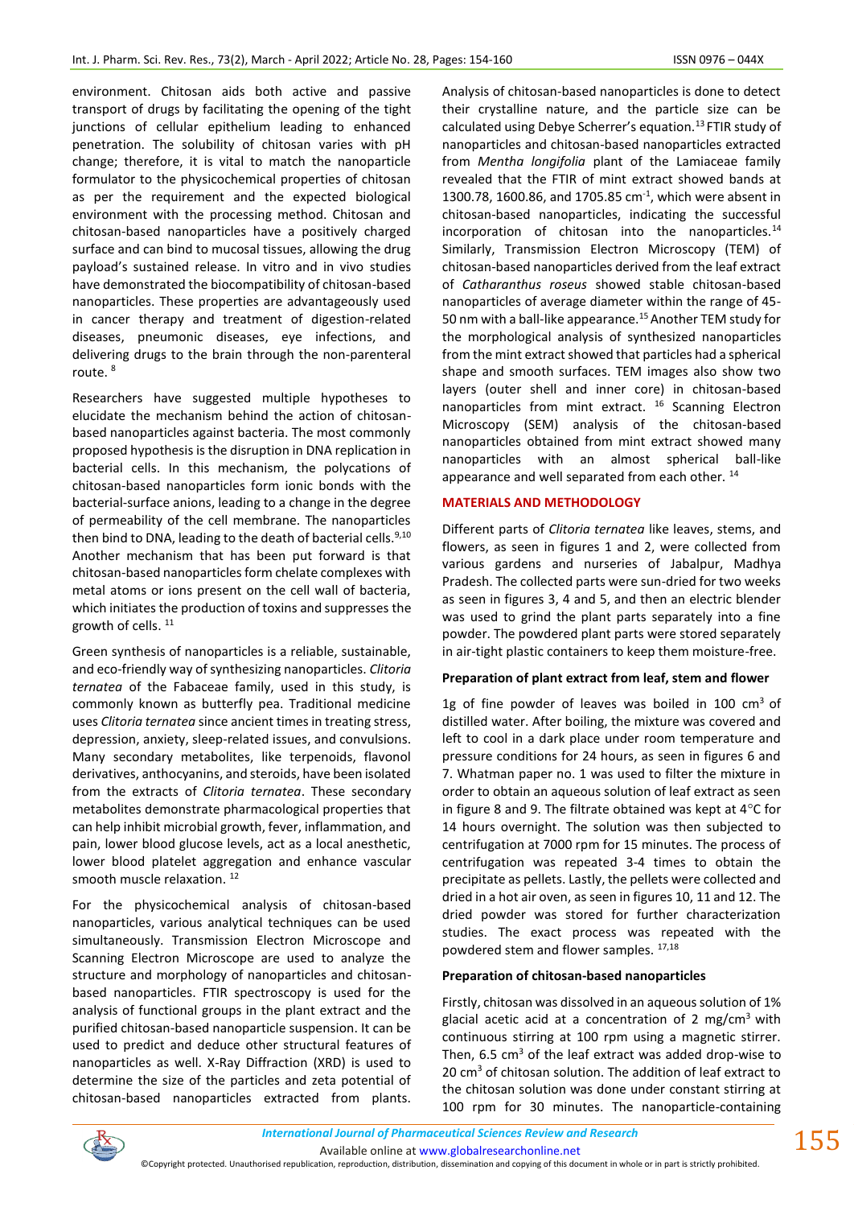environment. Chitosan aids both active and passive transport of drugs by facilitating the opening of the tight junctions of cellular epithelium leading to enhanced penetration. The solubility of chitosan varies with pH change; therefore, it is vital to match the nanoparticle formulator to the physicochemical properties of chitosan as per the requirement and the expected biological environment with the processing method. Chitosan and chitosan-based nanoparticles have a positively charged surface and can bind to mucosal tissues, allowing the drug payload's sustained release. In vitro and in vivo studies have demonstrated the biocompatibility of chitosan-based nanoparticles. These properties are advantageously used in cancer therapy and treatment of digestion-related diseases, pneumonic diseases, eye infections, and delivering drugs to the brain through the non-parenteral route. [8]

Researchers have suggested multiple hypotheses to elucidate the mechanism behind the action of chitosan-based nanoparticles against bacteria. The most commonly proposed hypothesis is the disruption in DNA replication in bacterial cells. In this mechanism, the polycations of chitosan-based nanoparticles form ionic bonds with the bacterial-surface anions, leading to a change in the degree of permeability of the cell membrane. The nanoparticles then bind to DNA, leading to the death of bacterial cells.[9,10] Another mechanism that has been put forward is that chitosan-based nanoparticles form chelate complexes with metal atoms or ions present on the cell wall of bacteria, which initiates the production of toxins and suppresses the growth of cells. [11]

Green synthesis of nanoparticles is a reliable, sustainable, and eco-friendly way of synthesizing nanoparticles. *Clitoria ternatea* of the Fabaceae family, used in this study, is commonly known as butterfly pea. Traditional medicine uses *Clitoria ternatea* since ancient times in treating stress, depression, anxiety, sleep-related issues, and convulsions. Many secondary metabolites, like terpenoids, flavonol derivatives, anthocyanins, and steroids, have been isolated from the extracts of *Clitoria ternatea*. These secondary metabolites demonstrate pharmacological properties that can help inhibit microbial growth, fever, inflammation, and pain, lower blood glucose levels, act as a local anesthetic, lower blood platelet aggregation and enhance vascular smooth muscle relaxation. [12]

For the physicochemical analysis of chitosan-based nanoparticles, various analytical techniques can be used simultaneously. Transmission Electron Microscope and Scanning Electron Microscope are used to analyze the structure and morphology of nanoparticles and chitosan-based nanoparticles. FTIR spectroscopy is used for the analysis of functional groups in the plant extract and the purified chitosan-based nanoparticle suspension. It can be used to predict and deduce other structural features of nanoparticles as well. X-Ray Diffraction (XRD) is used to determine the size of the particles and zeta potential of chitosan-based nanoparticles extracted from plants. Analysis of chitosan-based nanoparticles is done to detect their crystalline nature, and the particle size can be calculated using Debye Scherrer's equation.[13] FTIR study of nanoparticles and chitosan-based nanoparticles extracted from *Mentha longifolia* plant of the Lamiaceae family revealed that the FTIR of mint extract showed bands at 1300.78, 1600.86, and 1705.85 $cm^{-1}$, which were absent in chitosan-based nanoparticles, indicating the successful incorporation of chitosan into the nanoparticles.[14] Similarly, Transmission Electron Microscopy (TEM) of chitosan-based nanoparticles derived from the leaf extract of *Catharanthus roseus* showed stable chitosan-based nanoparticles of average diameter within the range of 45-50 nm with a ball-like appearance.[15] Another TEM study for the morphological analysis of synthesized nanoparticles from the mint extract showed that particles had a spherical shape and smooth surfaces. TEM images also show two layers (outer shell and inner core) in chitosan-based nanoparticles from mint extract. [16] Scanning Electron Microscopy (SEM) analysis of the chitosan-based nanoparticles obtained from mint extract showed many nanoparticles with an almost spherical ball-like appearance and well separated from each other. [14]

## MATERIALS AND METHODOLOGY

Different parts of *Clitoria ternatea* like leaves, stems, and flowers, as seen in figures 1 and 2, were collected from various gardens and nurseries of Jabalpur, Madhya Pradesh. The collected parts were sun-dried for two weeks as seen in figures 3, 4 and 5, and then an electric blender was used to grind the plant parts separately into a fine powder. The powdered plant parts were stored separately in air-tight plastic containers to keep them moisture-free.

### Preparation of plant extract from leaf, stem and flower

1g of fine powder of leaves was boiled in 100 $cm^3$ of distilled water. After boiling, the mixture was covered and left to cool in a dark place under room temperature and pressure conditions for 24 hours, as seen in figures 6 and 7. Whatman paper no. 1 was used to filter the mixture in order to obtain an aqueous solution of leaf extract as seen in figure 8 and 9. The filtrate obtained was kept at 4°C for 14 hours overnight. The solution was then subjected to centrifugation at 7000 rpm for 15 minutes. The process of centrifugation was repeated 3-4 times to obtain the precipitate as pellets. Lastly, the pellets were collected and dried in a hot air oven, as seen in figures 10, 11 and 12. The dried powder was stored for further characterization studies. The exact process was repeated with the powdered stem and flower samples. [17,18]

### Preparation of chitosan-based nanoparticles

Firstly, chitosan was dissolved in an aqueous solution of 1% glacial acetic acid at a concentration of 2 $mg/cm^3$ with continuous stirring at 100 rpm using a magnetic stirrer. Then, 6.5 $cm^3$ of the leaf extract was added drop-wise to 20 $cm^3$ of chitosan solution. The addition of leaf extract to the chitosan solution was done under constant stirring at 100 rpm for 30 minutes. The nanoparticle-containing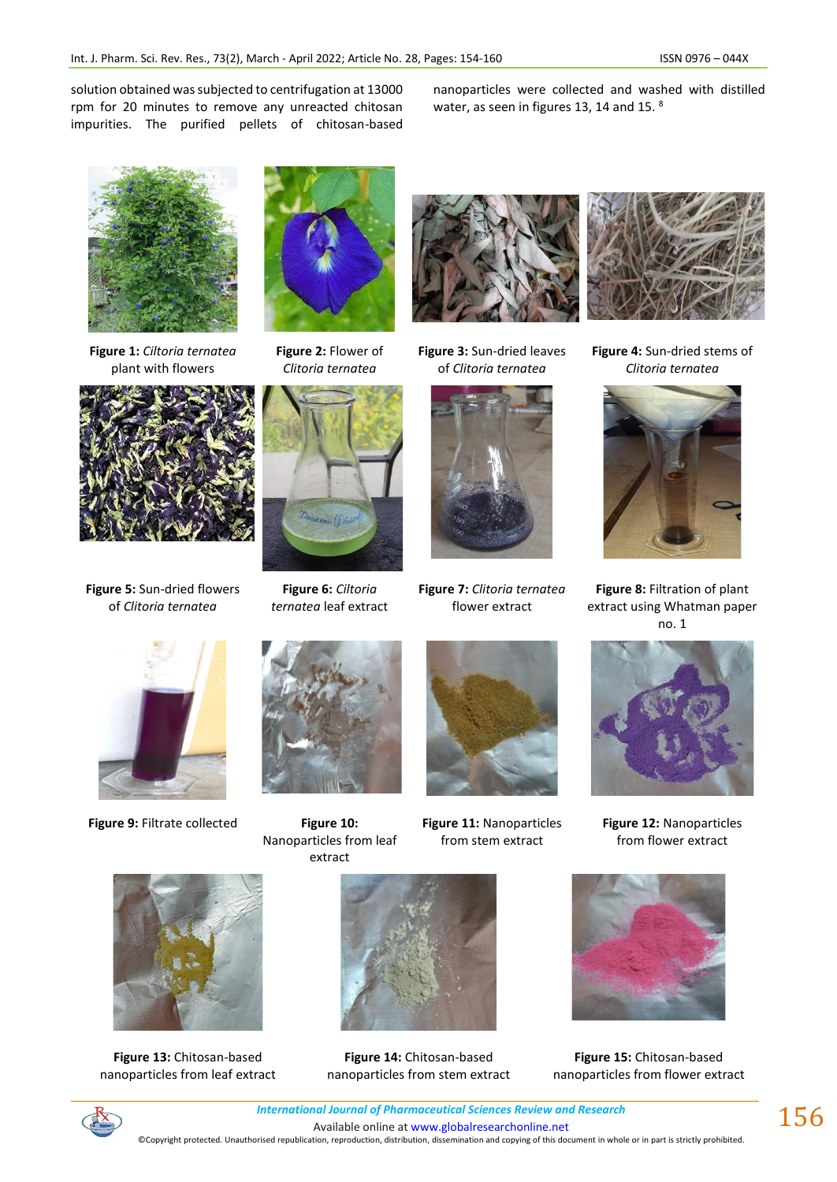solution obtained was subjected to centrifugation at 13000 rpm for 20 minutes to remove any unreacted chitosan impurities. The purified pellets of chitosan-based nanoparticles were collected and washed with distilled water, as seen in figures 13, 14 and 15. [8]

**Figure 1:** *Ciltoria ternatea* plant with flowers

**Figure 2:** Flower of *Clitoria ternatea*

**Figure 3:** Sun-dried leaves of *Clitoria ternatea*

**Figure 4:** Sun-dried stems of *Clitoria ternatea*

**Figure 5:** Sun-dried flowers of *Clitoria ternatea*

**Figure 6:** *Ciltoria ternatea* leaf extract

**Figure 7:** *Clitoria ternatea* flower extract

**Figure 8:** Filtration of plant extract using Whatman paper no. 1

**Figure 9:** Filtrate collected

**Figure 10:** Nanoparticles from leaf extract

**Figure 11:** Nanoparticles from stem extract

**Figure 12:** Nanoparticles from flower extract

**Figure 13:** Chitosan-based nanoparticles from leaf extract

**Figure 14:** Chitosan-based nanoparticles from stem extract

**Figure 15:** Chitosan-based nanoparticles from flower extract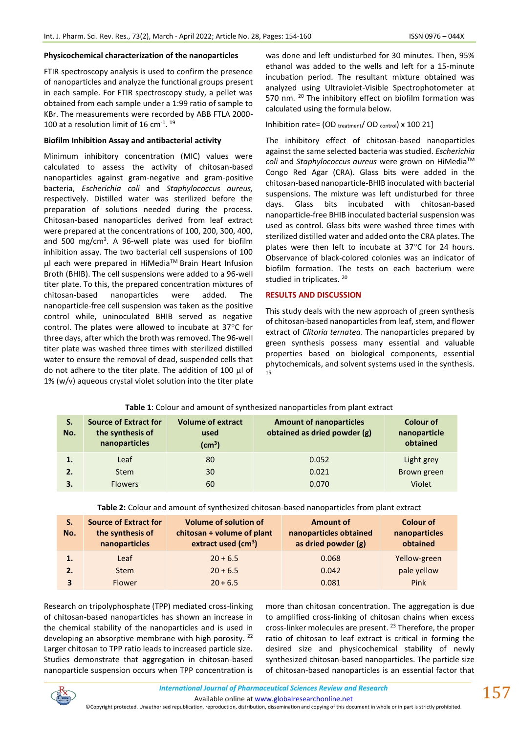### Physicochemical characterization of the nanoparticles

FTIR spectroscopy analysis is used to confirm the presence of nanoparticles and analyze the functional groups present in each sample. For FTIR spectroscopy study, a pellet was obtained from each sample under a 1:99 ratio of sample to KBr. The measurements were recorded by ABB FTLA 2000-100 at a resolution limit of 16 $cm^{-1}$. [19]

### Biofilm Inhibition Assay and antibacterial activity

Minimum inhibitory concentration (MIC) values were calculated to assess the activity of chitosan-based nanoparticles against gram-negative and gram-positive bacteria, *Escherichia coli* and *Staphylococcus aureus,* respectively. Distilled water was sterilized before the preparation of solutions needed during the process. Chitosan-based nanoparticles derived from leaf extract were prepared at the concentrations of 100, 200, 300, 400, and 500 mg/$cm^3$. A 96-well plate was used for biofilm inhibition assay. The two bacterial cell suspensions of 100 μl each were prepared in HiMedia™ Brain Heart Infusion Broth (BHIB). The cell suspensions were added to a 96-well titer plate. To this, the prepared concentration mixtures of chitosan-based nanoparticles were added. The nanoparticle-free cell suspension was taken as the positive control while, uninoculated BHIB served as negative control. The plates were allowed to incubate at 37°C for three days, after which the broth was removed. The 96-well titer plate was washed three times with sterilized distilled water to ensure the removal of dead, suspended cells that do not adhere to the titer plate. The addition of 100 μl of 1% (w/v) aqueous crystal violet solution into the titer plate was done and left undisturbed for 30 minutes. Then, 95% ethanol was added to the wells and left for a 15-minute incubation period. The resultant mixture obtained was analyzed using Ultraviolet-Visible Spectrophotometer at 570 nm. [20] The inhibitory effect on biofilm formation was calculated using the formula below.

Inhibition rate= ($OD_{treatment}$/ $OD_{control}$) x 100 21]

The inhibitory effect of chitosan-based nanoparticles against the same selected bacteria was studied. *Escherichia coli* and *Staphylococcus aureus* were grown on HiMedia™ Congo Red Agar (CRA). Glass bits were added in the chitosan-based nanoparticle-BHIB inoculated with bacterial suspensions. The mixture was left undisturbed for three days. Glass bits incubated with chitosan-based nanoparticle-free BHIB inoculated bacterial suspension was used as control. Glass bits were washed three times with sterilized distilled water and added onto the CRA plates. The plates were then left to incubate at 37°C for 24 hours. Observance of black-colored colonies was an indicator of biofilm formation. The tests on each bacterium were studied in triplicates. [20]

## RESULTS AND DISCUSSION

This study deals with the new approach of green synthesis of chitosan-based nanoparticles from leaf, stem, and flower extract of *Clitoria ternatea*. The nanoparticles prepared by green synthesis possess many essential and valuable properties based on biological components, essential phytochemicals, and solvent systems used in the synthesis. [15]

**Table 1**: Colour and amount of synthesized nanoparticles from plant extract

| S. No. | Source of Extract for the synthesis of nanoparticles | Volume of extract used ($cm^3$) | Amount of nanoparticles obtained as dried powder (g) | Colour of nanoparticle obtained |
|---|---|---|---|---|
| 1. | Leaf | 80 | 0.052 | Light grey |
| 2. | Stem | 30 | 0.021 | Brown green |
| 3. | Flowers | 60 | 0.070 | Violet |

**Table 2:** Colour and amount of synthesized chitosan-based nanoparticles from plant extract

| S. No. | Source of Extract for the synthesis of nanoparticles | Volume of solution of chitosan + volume of plant extract used ($cm^3$) | Amount of nanoparticles obtained as dried powder (g) | Colour of nanoparticles obtained |
|---|---|---|---|---|
| 1. | Leaf | 20 + 6.5 | 0.068 | Yellow-green |
| 2. | Stem | 20 + 6.5 | 0.042 | pale yellow |
| 3 | Flower | 20 + 6.5 | 0.081 | Pink |

Research on tripolyphosphate (TPP) mediated cross-linking of chitosan-based nanoparticles has shown an increase in the chemical stability of the nanoparticles and is used in developing an absorptive membrane with high porosity. [22] Larger chitosan to TPP ratio leads to increased particle size. Studies demonstrate that aggregation in chitosan-based nanoparticle suspension occurs when TPP concentration is more than chitosan concentration. The aggregation is due to amplified cross-linking of chitosan chains when excess cross-linker molecules are present. [23] Therefore, the proper ratio of chitosan to leaf extract is critical in forming the desired size and physicochemical stability of newly synthesized chitosan-based nanoparticles. The particle size of chitosan-based nanoparticles is an essential factor that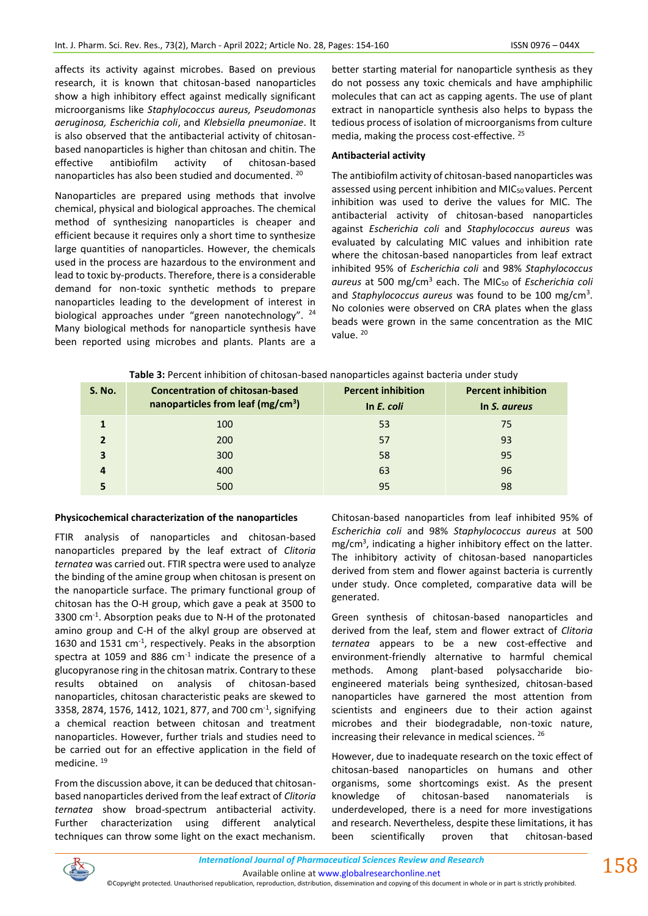affects its activity against microbes. Based on previous research, it is known that chitosan-based nanoparticles show a high inhibitory effect against medically significant microorganisms like *Staphylococcus aureus, Pseudomonas aeruginosa, Escherichia coli*, and *Klebsiella pneumoniae*. It is also observed that the antibacterial activity of chitosan-based nanoparticles is higher than chitosan and chitin. The effective antibiofilm activity of chitosan-based nanoparticles has also been studied and documented. [20]

Nanoparticles are prepared using methods that involve chemical, physical and biological approaches. The chemical method of synthesizing nanoparticles is cheaper and efficient because it requires only a short time to synthesize large quantities of nanoparticles. However, the chemicals used in the process are hazardous to the environment and lead to toxic by-products. Therefore, there is a considerable demand for non-toxic synthetic methods to prepare nanoparticles leading to the development of interest in biological approaches under "green nanotechnology". [24] Many biological methods for nanoparticle synthesis have been reported using microbes and plants. Plants are a better starting material for nanoparticle synthesis as they do not possess any toxic chemicals and have amphiphilic molecules that can act as capping agents. The use of plant extract in nanoparticle synthesis also helps to bypass the tedious process of isolation of microorganisms from culture media, making the process cost-effective. [25]

**Antibacterial activity**

The antibiofilm activity of chitosan-based nanoparticles was assessed using percent inhibition and $MIC_{50}$ values. Percent inhibition was used to derive the values for MIC. The antibacterial activity of chitosan-based nanoparticles against *Escherichia coli* and *Staphylococcus aureus* was evaluated by calculating MIC values and inhibition rate where the chitosan-based nanoparticles from leaf extract inhibited 95% of *Escherichia coli* and 98% *Staphylococcus aureus* at 500 mg/cm$^3$ each. The $MIC_{50}$ of *Escherichia coli* and *Staphylococcus aureus* was found to be 100 mg/cm$^3$. No colonies were observed on CRA plates when the glass beads were grown in the same concentration as the MIC value. [20]

**Table 3:** Percent inhibition of chitosan-based nanoparticles against bacteria under study

| S. No. | Concentration of chitosan-based nanoparticles from leaf (mg/cm$^3$) | Percent inhibition In *E. coli* | Percent inhibition In *S. aureus* |
|---|---|---|---|
| 1 | 100 | 53 | 75 |
| 2 | 200 | 57 | 93 |
| 3 | 300 | 58 | 95 |
| 4 | 400 | 63 | 96 |
| 5 | 500 | 95 | 98 |

**Physicochemical characterization of the nanoparticles**

FTIR analysis of nanoparticles and chitosan-based nanoparticles prepared by the leaf extract of *Clitoria ternatea* was carried out. FTIR spectra were used to analyze the binding of the amine group when chitosan is present on the nanoparticle surface. The primary functional group of chitosan has the O-H group, which gave a peak at 3500 to 3300 cm$^{-1}$. Absorption peaks due to N-H of the protonated amino group and C-H of the alkyl group are observed at 1630 and 1531 cm$^{-1}$, respectively. Peaks in the absorption spectra at 1059 and 886 cm$^{-1}$ indicate the presence of a glucopyranose ring in the chitosan matrix. Contrary to these results obtained on analysis of chitosan-based nanoparticles, chitosan characteristic peaks are skewed to 3358, 2874, 1576, 1412, 1021, 877, and 700 cm$^{-1}$, signifying a chemical reaction between chitosan and treatment nanoparticles. However, further trials and studies need to be carried out for an effective application in the field of medicine. [19]

From the discussion above, it can be deduced that chitosan-based nanoparticles derived from the leaf extract of *Clitoria ternatea* show broad-spectrum antibacterial activity. Further characterization using different analytical techniques can throw some light on the exact mechanism. Chitosan-based nanoparticles from leaf inhibited 95% of *Escherichia coli* and 98% *Staphylococcus aureus* at 500 mg/cm$^3$, indicating a higher inhibitory effect on the latter. The inhibitory activity of chitosan-based nanoparticles derived from stem and flower against bacteria is currently under study. Once completed, comparative data will be generated.

Green synthesis of chitosan-based nanoparticles and derived from the leaf, stem and flower extract of *Clitoria ternatea* appears to be a new cost-effective and environment-friendly alternative to harmful chemical methods. Among plant-based polysaccharide bio-engineered materials being synthesized, chitosan-based nanoparticles have garnered the most attention from scientists and engineers due to their action against microbes and their biodegradable, non-toxic nature, increasing their relevance in medical sciences. [26]

However, due to inadequate research on the toxic effect of chitosan-based nanoparticles on humans and other organisms, some shortcomings exist. As the present knowledge of chitosan-based nanomaterials is underdeveloped, there is a need for more investigations and research. Nevertheless, despite these limitations, it has been scientifically proven that chitosan-based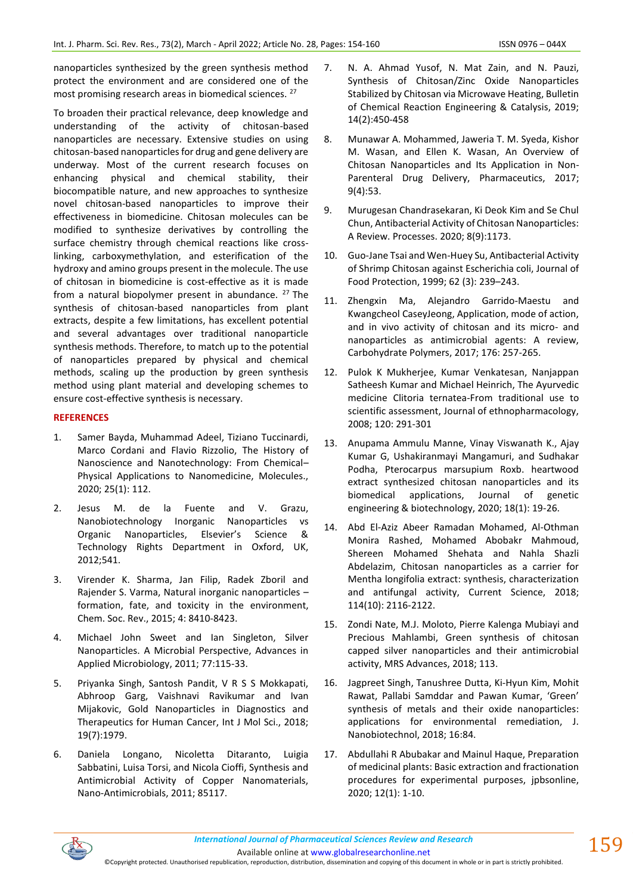nanoparticles synthesized by the green synthesis method protect the environment and are considered one of the most promising research areas in biomedical sciences. [27]

To broaden their practical relevance, deep knowledge and understanding of the activity of chitosan-based nanoparticles are necessary. Extensive studies on using chitosan-based nanoparticles for drug and gene delivery are underway. Most of the current research focuses on enhancing physical and chemical stability, their biocompatible nature, and new approaches to synthesize novel chitosan-based nanoparticles to improve their effectiveness in biomedicine. Chitosan molecules can be modified to synthesize derivatives by controlling the surface chemistry through chemical reactions like cross-linking, carboxymethylation, and esterification of the hydroxy and amino groups present in the molecule. The use of chitosan in biomedicine is cost-effective as it is made from a natural biopolymer present in abundance. [27] The synthesis of chitosan-based nanoparticles from plant extracts, despite a few limitations, has excellent potential and several advantages over traditional nanoparticle synthesis methods. Therefore, to match up to the potential of nanoparticles prepared by physical and chemical methods, scaling up the production by green synthesis method using plant material and developing schemes to ensure cost-effective synthesis is necessary.

## REFERENCES

1. Samer Bayda, Muhammad Adeel, Tiziano Tuccinardi, Marco Cordani and Flavio Rizzolio, The History of Nanoscience and Nanotechnology: From Chemical–Physical Applications to Nanomedicine, Molecules., 2020; 25(1): 112.
2. Jesus M. de la Fuente and V. Grazu, Nanobiotechnology Inorganic Nanoparticles vs Organic Nanoparticles, Elsevier's Science & Technology Rights Department in Oxford, UK, 2012;541.
3. Virender K. Sharma, Jan Filip, Radek Zboril and Rajender S. Varma, Natural inorganic nanoparticles – formation, fate, and toxicity in the environment, Chem. Soc. Rev., 2015; 4: 8410-8423.
4. Michael John Sweet and Ian Singleton, Silver Nanoparticles. A Microbial Perspective, Advances in Applied Microbiology, 2011; 77:115-33.
5. Priyanka Singh, Santosh Pandit, V R S S Mokkapati, Abhroop Garg, Vaishnavi Ravikumar and Ivan Mijakovic, Gold Nanoparticles in Diagnostics and Therapeutics for Human Cancer, Int J Mol Sci., 2018; 19(7):1979.
6. Daniela Longano, Nicoletta Ditaranto, Luigia Sabbatini, Luisa Torsi, and Nicola Cioffi, Synthesis and Antimicrobial Activity of Copper Nanomaterials, Nano-Antimicrobials, 2011; 85117.
7. N. A. Ahmad Yusof, N. Mat Zain, and N. Pauzi, Synthesis of Chitosan/Zinc Oxide Nanoparticles Stabilized by Chitosan via Microwave Heating, Bulletin of Chemical Reaction Engineering & Catalysis, 2019; 14(2):450-458
8. Munawar A. Mohammed, Jaweria T. M. Syeda, Kishor M. Wasan, and Ellen K. Wasan, An Overview of Chitosan Nanoparticles and Its Application in Non-Parenteral Drug Delivery, Pharmaceutics, 2017; 9(4):53.
9. Murugesan Chandrasekaran, Ki Deok Kim and Se Chul Chun, Antibacterial Activity of Chitosan Nanoparticles: A Review. Processes. 2020; 8(9):1173.
10. Guo-Jane Tsai and Wen-Huey Su, Antibacterial Activity of Shrimp Chitosan against Escherichia coli, Journal of Food Protection, 1999; 62 (3): 239–243.
11. Zhengxin Ma, Alejandro Garrido-Maestu and Kwangcheol CaseyJeong, Application, mode of action, and in vivo activity of chitosan and its micro- and nanoparticles as antimicrobial agents: A review, Carbohydrate Polymers, 2017; 176: 257-265.
12. Pulok K Mukherjee, Kumar Venkatesan, Nanjappan Satheesh Kumar and Michael Heinrich, The Ayurvedic medicine Clitoria ternatea-From traditional use to scientific assessment, Journal of ethnopharmacology, 2008; 120: 291-301
13. Anupama Ammulu Manne, Vinay Viswanath K., Ajay Kumar G, Ushakiranmayi Mangamuri, and Sudhakar Podha, Pterocarpus marsupium Roxb. heartwood extract synthesized chitosan nanoparticles and its biomedical applications, Journal of genetic engineering & biotechnology, 2020; 18(1): 19-26.
14. Abd El-Aziz Abeer Ramadan Mohamed, Al-Othman Monira Rashed, Mohamed Abobakr Mahmoud, Shereen Mohamed Shehata and Nahla Shazli Abdelazim, Chitosan nanoparticles as a carrier for Mentha longifolia extract: synthesis, characterization and antifungal activity, Current Science, 2018; 114(10): 2116-2122.
15. Zondi Nate, M.J. Moloto, Pierre Kalenga Mubiayi and Precious Mahlambi, Green synthesis of chitosan capped silver nanoparticles and their antimicrobial activity, MRS Advances, 2018; 113.
16. Jagpreet Singh, Tanushree Dutta, Ki-Hyun Kim, Mohit Rawat, Pallabi Samddar and Pawan Kumar, 'Green' synthesis of metals and their oxide nanoparticles: applications for environmental remediation, J. Nanobiotechnol, 2018; 16:84.
17. Abdullahi R Abubakar and Mainul Haque, Preparation of medicinal plants: Basic extraction and fractionation procedures for experimental purposes, jpbsonline, 2020; 12(1): 1-10.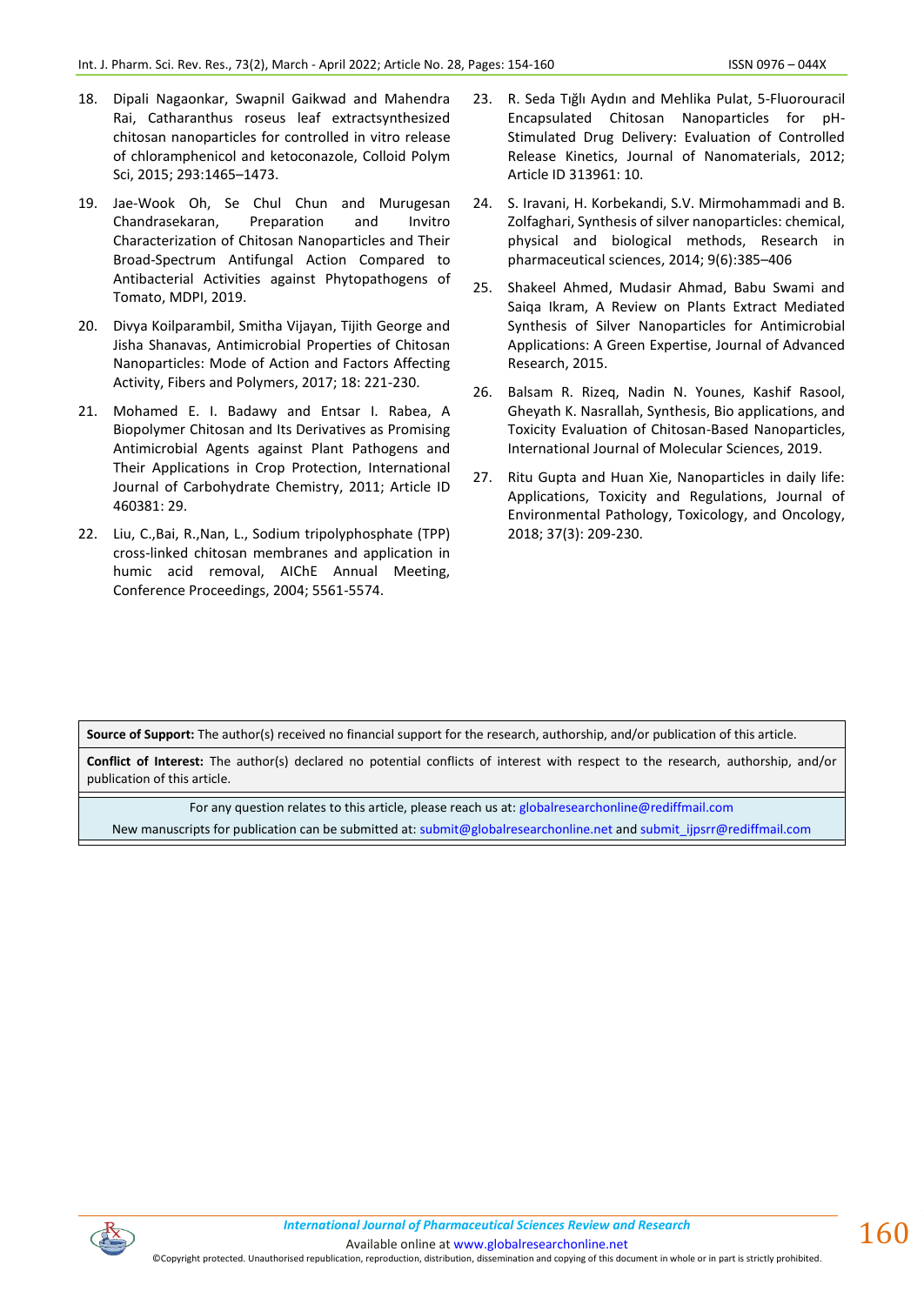18. Dipali Nagaonkar, Swapnil Gaikwad and Mahendra Rai, Catharanthus roseus leaf extractsynthesized chitosan nanoparticles for controlled in vitro release of chloramphenicol and ketoconazole, Colloid Polym Sci, 2015; 293:1465–1473.

19. Jae-Wook Oh, Se Chul Chun and Murugesan Chandrasekaran, Preparation and Invitro Characterization of Chitosan Nanoparticles and Their Broad-Spectrum Antifungal Action Compared to Antibacterial Activities against Phytopathogens of Tomato, MDPI, 2019.

20. Divya Koilparambil, Smitha Vijayan, Tijith George and Jisha Shanavas, Antimicrobial Properties of Chitosan Nanoparticles: Mode of Action and Factors Affecting Activity, Fibers and Polymers, 2017; 18: 221-230.

21. Mohamed E. I. Badawy and Entsar I. Rabea, A Biopolymer Chitosan and Its Derivatives as Promising Antimicrobial Agents against Plant Pathogens and Their Applications in Crop Protection, International Journal of Carbohydrate Chemistry, 2011; Article ID 460381: 29.

22. Liu, C.,Bai, R.,Nan, L., Sodium tripolyphosphate (TPP) cross-linked chitosan membranes and application in humic acid removal, AIChE Annual Meeting, Conference Proceedings, 2004; 5561-5574.

23. R. Seda Tığlı Aydın and Mehlika Pulat, 5-Fluorouracil Encapsulated Chitosan Nanoparticles for pH-Stimulated Drug Delivery: Evaluation of Controlled Release Kinetics, Journal of Nanomaterials, 2012; Article ID 313961: 10.

24. S. Iravani, H. Korbekandi, S.V. Mirmohammadi and B. Zolfaghari, Synthesis of silver nanoparticles: chemical, physical and biological methods, Research in pharmaceutical sciences, 2014; 9(6):385–406

25. Shakeel Ahmed, Mudasir Ahmad, Babu Swami and Saiqa Ikram, A Review on Plants Extract Mediated Synthesis of Silver Nanoparticles for Antimicrobial Applications: A Green Expertise, Journal of Advanced Research, 2015.

26. Balsam R. Rizeq, Nadin N. Younes, Kashif Rasool, Gheyath K. Nasrallah, Synthesis, Bio applications, and Toxicity Evaluation of Chitosan-Based Nanoparticles, International Journal of Molecular Sciences, 2019.

27. Ritu Gupta and Huan Xie, Nanoparticles in daily life: Applications, Toxicity and Regulations, Journal of Environmental Pathology, Toxicology, and Oncology, 2018; 37(3): 209-230.

**Source of Support:** The author(s) received no financial support for the research, authorship, and/or publication of this article.

**Conflict of Interest:** The author(s) declared no potential conflicts of interest with respect to the research, authorship, and/or publication of this article.

For any question relates to this article, please reach us at: globalresearchonline@rediffmail.com

New manuscripts for publication can be submitted at: submit@globalresearchonline.net and submit_ijpsrr@rediffmail.com